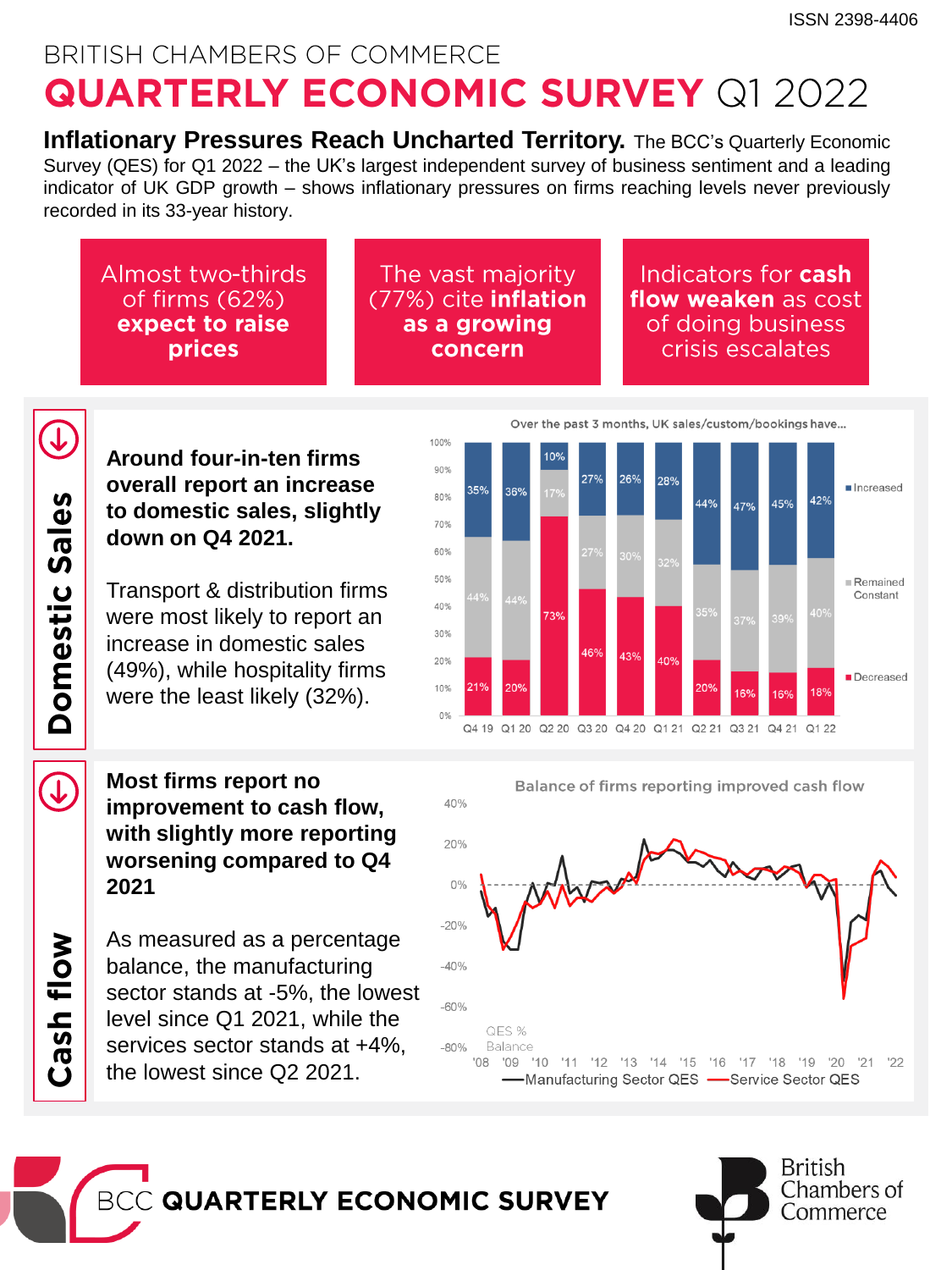ISSN 2398-4406

BRITISH CHAMBERS OF COMMERCE

# QUARTERLY ECONOMIC SURVEY Q1 2022

**Inflationary Pressures Reach Uncharted Territory.** The BCC's Quarterly Economic Survey (QES) for Q1 2022 – the UK's largest independent survey of business sentiment and a leading indicator of UK GDP growth – shows inflationary pressures on firms reaching levels never previously recorded in its 33-year history.

Almost two-thirds of firms (62%) **expect to raise prices**

The vast majority (77%) cite **inflation as a growing concern**

Indicators for **cash flow weaken** as cost of doing business crisis escalates

## Domestic Sales

**Around four-in-ten firms overall report an increase to domestic sales, slightly down on Q4 2021.**

Transport & distribution firms were most likely to report an increase in domestic sales (49%), while hospitality firms were the least likely (32%).

Over the past 3 months, UK sales/custom/bookings have...

| | Q4 19 | Q1 20 | Q2 20 | Q3 20 | Q4 20 | Q1 21 | Q2 21 | Q3 21 | Q4 21 | Q1 22 |
|---|---|---|---|---|---|---|---|---|---|---|
| Increased | 35% | 36% | 10% | 27% | 26% | 28% | 44% | 47% | 45% | 42% |
| Remained Constant | 44% | 44% | 17% | 27% | 30% | 32% | 35% | 37% | 39% | 40% |
| Decreased | 21% | 20% | 73% | 46% | 43% | 40% | 20% | 16% | 16% | 18% |

## Cash flow

**Most firms report no improvement to cash flow, with slightly more reporting worsening compared to Q4 2021**

As measured as a percentage balance, the manufacturing sector stands at -5%, the lowest level since Q1 2021, while the services sector stands at +4%, the lowest since Q2 2021.

Balance of firms reporting improved cash flow

QES % Balance — Manufacturing Sector QES, Service Sector QES ('08–'22)

BCC QUARTERLY ECONOMIC SURVEY

British Chambers of Commerce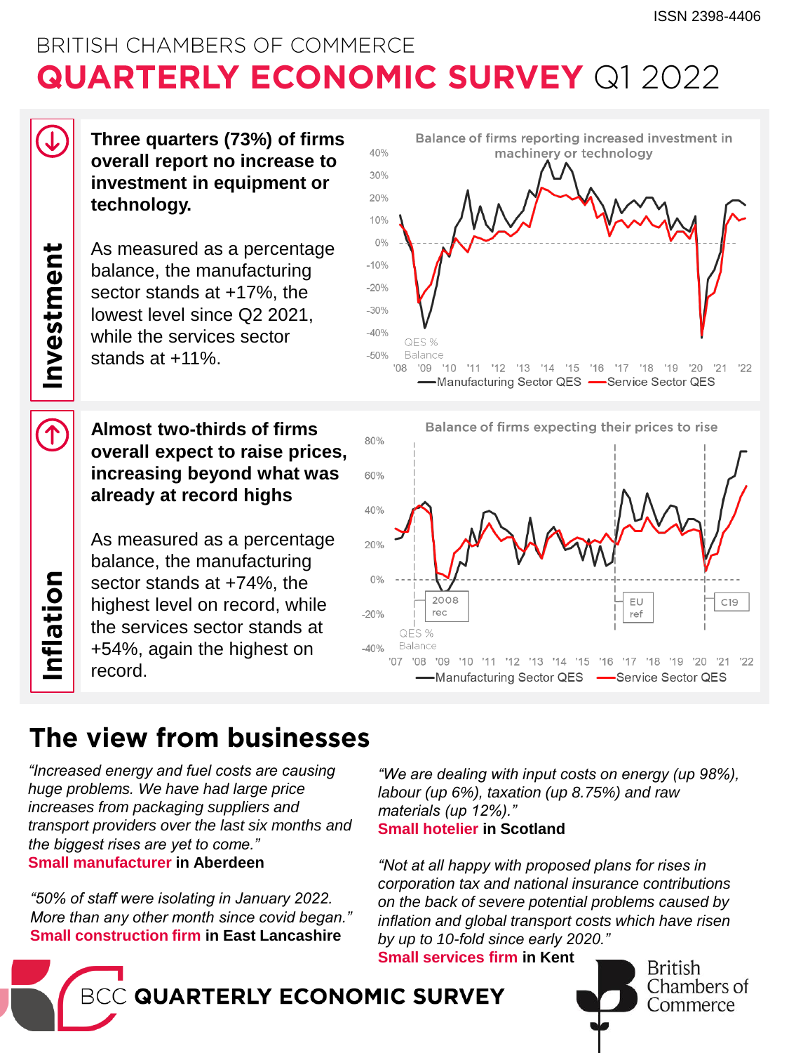# BRITISH CHAMBERS OF COMMERCE

# QUARTERLY ECONOMIC SURVEY Q1 2022

## Investment

**Three quarters (73%) of firms overall report no increase to investment in equipment or technology.**

As measured as a percentage balance, the manufacturing sector stands at +17%, the lowest level since Q2 2021, while the services sector stands at +11%.

Balance of firms reporting increased investment in machinery or technology

## Inflation

**Almost two-thirds of firms overall expect to raise prices, increasing beyond what was already at record highs**

As measured as a percentage balance, the manufacturing sector stands at +74%, the highest level on record, while the services sector stands at +54%, again the highest on record.

Balance of firms expecting their prices to rise

## The view from businesses

*"Increased energy and fuel costs are causing huge problems. We have had large price increases from packaging suppliers and transport providers over the last six months and the biggest rises are yet to come."*
**Small manufacturer in Aberdeen**

*"50% of staff were isolating in January 2022. More than any other month since covid began."*
**Small construction firm in East Lancashire**

*"We are dealing with input costs on energy (up 98%), labour (up 6%), taxation (up 8.75%) and raw materials (up 12%)."*
**Small hotelier in Scotland**

*"Not at all happy with proposed plans for rises in corporation tax and national insurance contributions on the back of severe potential problems caused by inflation and global transport costs which have risen by up to 10-fold since early 2020."*
**Small services firm in Kent**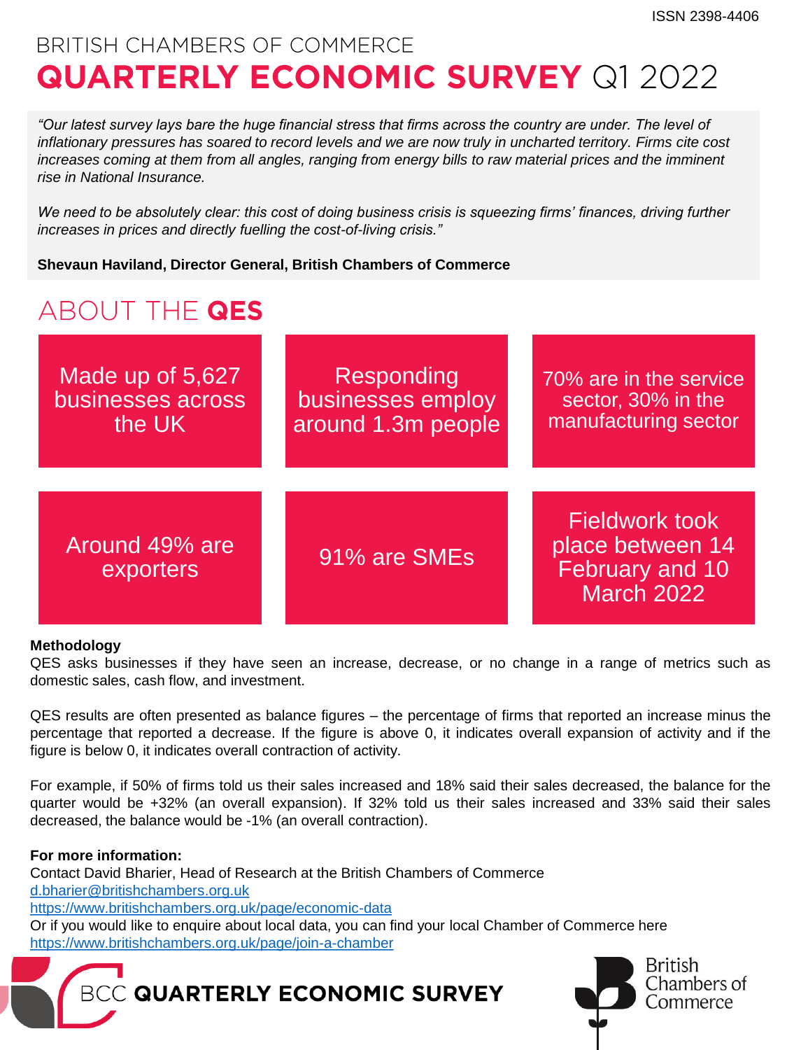ISSN 2398-4406

# BRITISH CHAMBERS OF COMMERCE
# QUARTERLY ECONOMIC SURVEY Q1 2022

*"Our latest survey lays bare the huge financial stress that firms across the country are under. The level of inflationary pressures has soared to record levels and we are now truly in uncharted territory. Firms cite cost increases coming at them from all angles, ranging from energy bills to raw material prices and the imminent rise in National Insurance.*

*We need to be absolutely clear: this cost of doing business crisis is squeezing firms' finances, driving further increases in prices and directly fuelling the cost-of-living crisis."*

**Shevaun Haviland, Director General, British Chambers of Commerce**

## ABOUT THE QES

- Made up of 5,627 businesses across the UK
- Responding businesses employ around 1.3m people
- 70% are in the service sector, 30% in the manufacturing sector
- Around 49% are exporters
- 91% are SMEs
- Fieldwork took place between 14 February and 10 March 2022

**Methodology**

QES asks businesses if they have seen an increase, decrease, or no change in a range of metrics such as domestic sales, cash flow, and investment.

QES results are often presented as balance figures – the percentage of firms that reported an increase minus the percentage that reported a decrease. If the figure is above 0, it indicates overall expansion of activity and if the figure is below 0, it indicates overall contraction of activity.

For example, if 50% of firms told us their sales increased and 18% said their sales decreased, the balance for the quarter would be +32% (an overall expansion). If 32% told us their sales increased and 33% said their sales decreased, the balance would be -1% (an overall contraction).

**For more information:**

Contact David Bharier, Head of Research at the British Chambers of Commerce
d.bharier@britishchambers.org.uk
https://www.britishchambers.org.uk/page/economic-data
Or if you would like to enquire about local data, you can find your local Chamber of Commerce here
https://www.britishchambers.org.uk/page/join-a-chamber

BCC QUARTERLY ECONOMIC SURVEY

British Chambers of Commerce